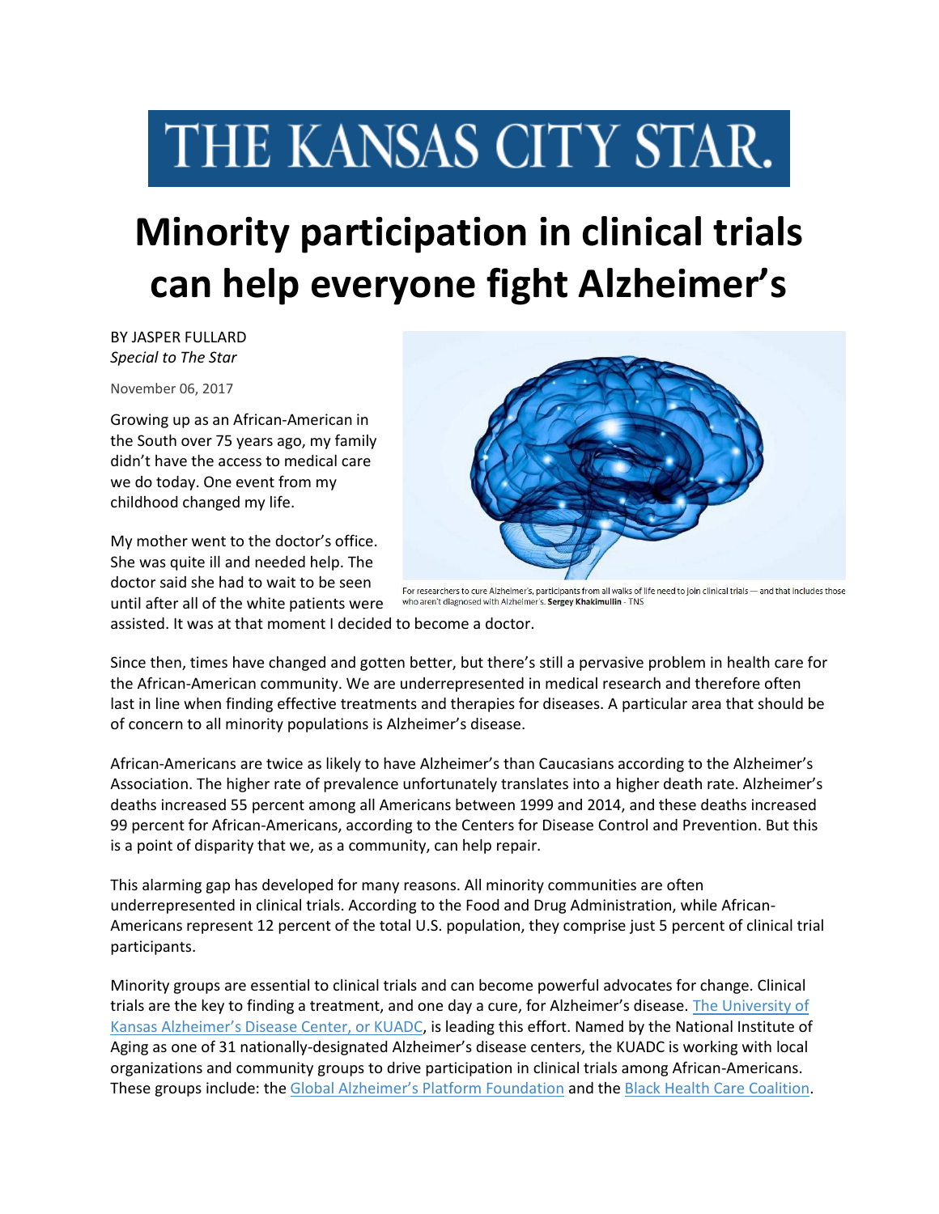# THE KANSAS CITY STAR.

# Minority participation in clinical trials can help everyone fight Alzheimer's

BY JASPER FULLARD
*Special to The Star*

November 06, 2017

For researchers to cure Alzheimer's, participants from all walks of life need to join clinical trials — and that includes those who aren't diagnosed with Alzheimer's. **Sergey Khakimullin** - TNS

Growing up as an African-American in the South over 75 years ago, my family didn't have the access to medical care we do today. One event from my childhood changed my life.

My mother went to the doctor's office. She was quite ill and needed help. The doctor said she had to wait to be seen until after all of the white patients were assisted. It was at that moment I decided to become a doctor.

Since then, times have changed and gotten better, but there's still a pervasive problem in health care for the African-American community. We are underrepresented in medical research and therefore often last in line when finding effective treatments and therapies for diseases. A particular area that should be of concern to all minority populations is Alzheimer's disease.

African-Americans are twice as likely to have Alzheimer's than Caucasians according to the Alzheimer's Association. The higher rate of prevalence unfortunately translates into a higher death rate. Alzheimer's deaths increased 55 percent among all Americans between 1999 and 2014, and these deaths increased 99 percent for African-Americans, according to the Centers for Disease Control and Prevention. But this is a point of disparity that we, as a community, can help repair.

This alarming gap has developed for many reasons. All minority communities are often underrepresented in clinical trials. According to the Food and Drug Administration, while African-Americans represent 12 percent of the total U.S. population, they comprise just 5 percent of clinical trial participants.

Minority groups are essential to clinical trials and can become powerful advocates for change. Clinical trials are the key to finding a treatment, and one day a cure, for Alzheimer's disease. The University of Kansas Alzheimer's Disease Center, or KUADC, is leading this effort. Named by the National Institute of Aging as one of 31 nationally-designated Alzheimer's disease centers, the KUADC is working with local organizations and community groups to drive participation in clinical trials among African-Americans. These groups include: the Global Alzheimer's Platform Foundation and the Black Health Care Coalition.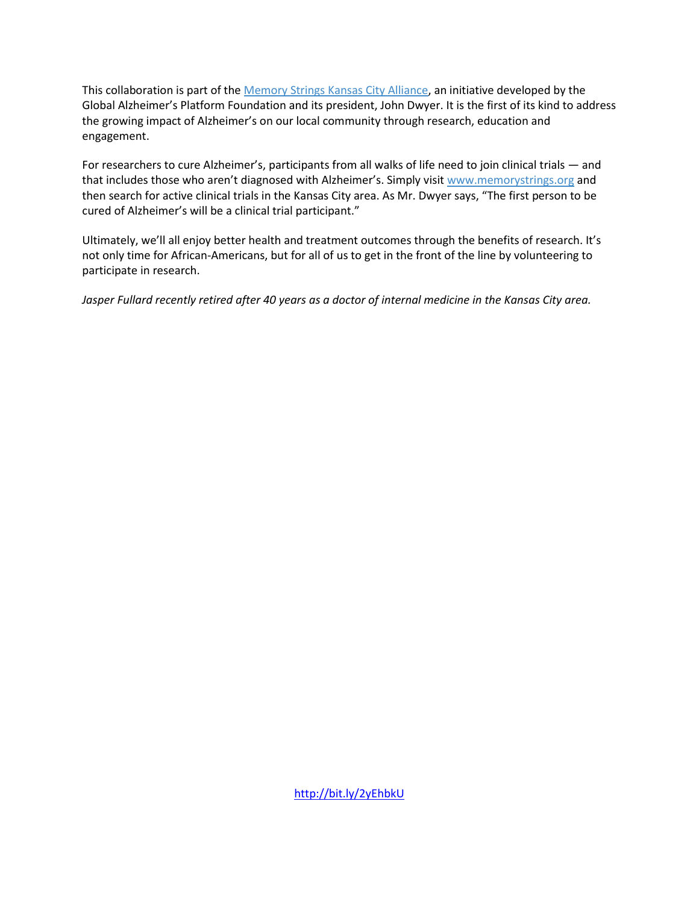This collaboration is part of the [Memory Strings Kansas City Alliance](http://www.memorystrings.org), an initiative developed by the Global Alzheimer's Platform Foundation and its president, John Dwyer. It is the first of its kind to address the growing impact of Alzheimer's on our local community through research, education and engagement.

For researchers to cure Alzheimer's, participants from all walks of life need to join clinical trials — and that includes those who aren't diagnosed with Alzheimer's. Simply visit [www.memorystrings.org](http://www.memorystrings.org) and then search for active clinical trials in the Kansas City area. As Mr. Dwyer says, "The first person to be cured of Alzheimer's will be a clinical trial participant."

Ultimately, we'll all enjoy better health and treatment outcomes through the benefits of research. It's not only time for African-Americans, but for all of us to get in the front of the line by volunteering to participate in research.

*Jasper Fullard recently retired after 40 years as a doctor of internal medicine in the Kansas City area.*

http://bit.ly/2yEhbkU